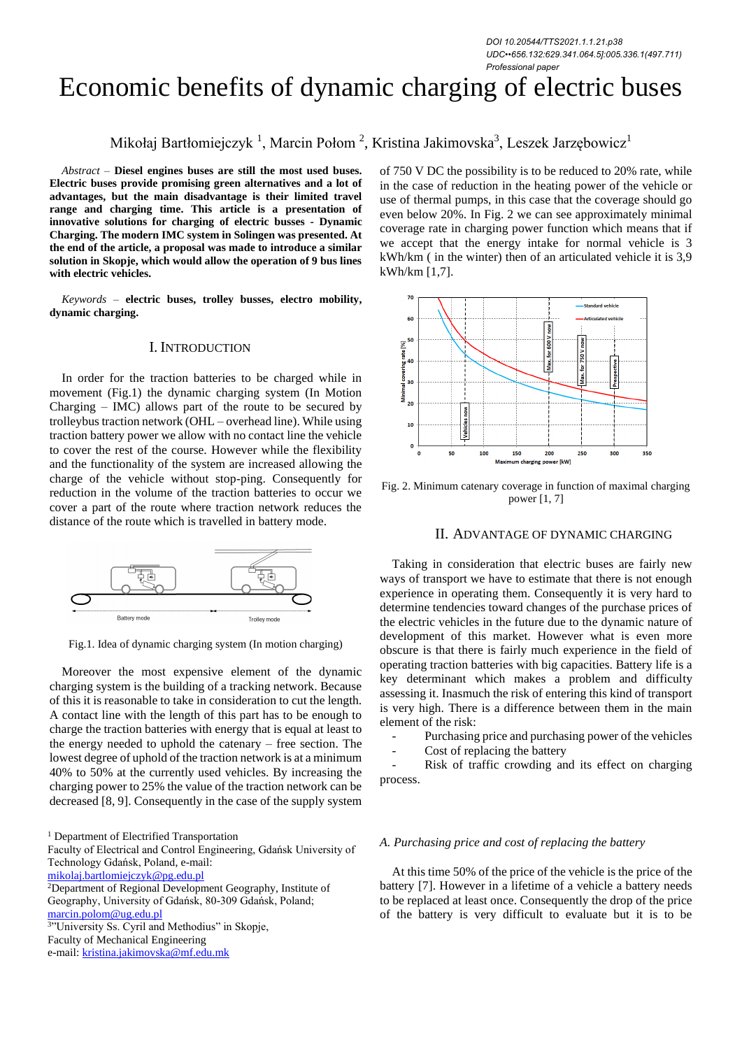DOI 10.20544/TTS2021.1.1.21.p38
UDC••656.132:629.341.064.5]:005.336.1(497.711)
Professional paper

# Economic benefits of dynamic charging of electric buses

Mikołaj Bartłomiejczyk [1], Marcin Połom [2], Kristina Jakimovska[3], Leszek Jarzębowicz[1]

*Abstract* – **Diesel engines buses are still the most used buses. Electric buses provide promising green alternatives and a lot of advantages, but the main disadvantage is their limited travel range and charging time. This article is a presentation of innovative solutions for charging of electric busses - Dynamic Charging. The modern IMC system in Solingen was presented. At the end of the article, a proposal was made to introduce a similar solution in Skopje, which would allow the operation of 9 bus lines with electric vehicles.**

*Keywords* – **electric buses, trolley busses, electro mobility, dynamic charging.**

## I. Introduction

In order for the traction batteries to be charged while in movement (Fig.1) the dynamic charging system (In Motion Charging – IMC) allows part of the route to be secured by trolleybus traction network (OHL – overhead line). While using traction battery power we allow with no contact line the vehicle to cover the rest of the course. However while the flexibility and the functionality of the system are increased allowing the charge of the vehicle without stop-ping. Consequently for reduction in the volume of the traction batteries to occur we cover a part of the route where traction network reduces the distance of the route which is travelled in battery mode.

Fig.1. Idea of dynamic charging system (In motion charging)

Moreover the most expensive element of the dynamic charging system is the building of a tracking network. Because of this it is reasonable to take in consideration to cut the length. A contact line with the length of this part has to be enough to charge the traction batteries with energy that is equal at least to the energy needed to uphold the catenary – free section. The lowest degree of uphold of the traction network is at a minimum 40% to 50% at the currently used vehicles. By increasing the charging power to 25% the value of the traction network can be decreased [8, 9]. Consequently in the case of the supply system of 750 V DC the possibility is to be reduced to 20% rate, while in the case of reduction in the heating power of the vehicle or use of thermal pumps, in this case that the coverage should go even below 20%. In Fig. 2 we can see approximately minimal coverage rate in charging power function which means that if we accept that the energy intake for normal vehicle is 3 kWh/km ( in the winter) then of an articulated vehicle it is 3,9 kWh/km [1,7].

Fig. 2. Minimum catenary coverage in function of maximal charging power [1, 7]

## II. Advantage of Dynamic Charging

Taking in consideration that electric buses are fairly new ways of transport we have to estimate that there is not enough experience in operating them. Consequently it is very hard to determine tendencies toward changes of the purchase prices of the electric vehicles in the future due to the dynamic nature of development of this market. However what is even more obscure is that there is fairly much experience in the field of operating traction batteries with big capacities. Battery life is a key determinant which makes a problem and difficulty assessing it. Inasmuch the risk of entering this kind of transport is very high. There is a difference between them in the main element of the risk:

- Purchasing price and purchasing power of the vehicles
- Cost of replacing the battery
- Risk of traffic crowding and its effect on charging process.

### *A. Purchasing price and cost of replacing the battery*

At this time 50% of the price of the vehicle is the price of the battery [7]. However in a lifetime of a vehicle a battery needs to be replaced at least once. Consequently the drop of the price of the battery is very difficult to evaluate but it is to be

[1] Department of Electrified Transportation
Faculty of Electrical and Control Engineering, Gdańsk University of Technology Gdańsk, Poland, e-mail: mikolaj.bartlomiejczyk@pg.edu.pl
[2]Department of Regional Development Geography, Institute of Geography, University of Gdańsk, 80-309 Gdańsk, Poland; marcin.polom@ug.edu.pl
[3]"University Ss. Cyril and Methodius" in Skopje, Faculty of Mechanical Engineering
e-mail: kristina.jakimovska@mf.edu.mk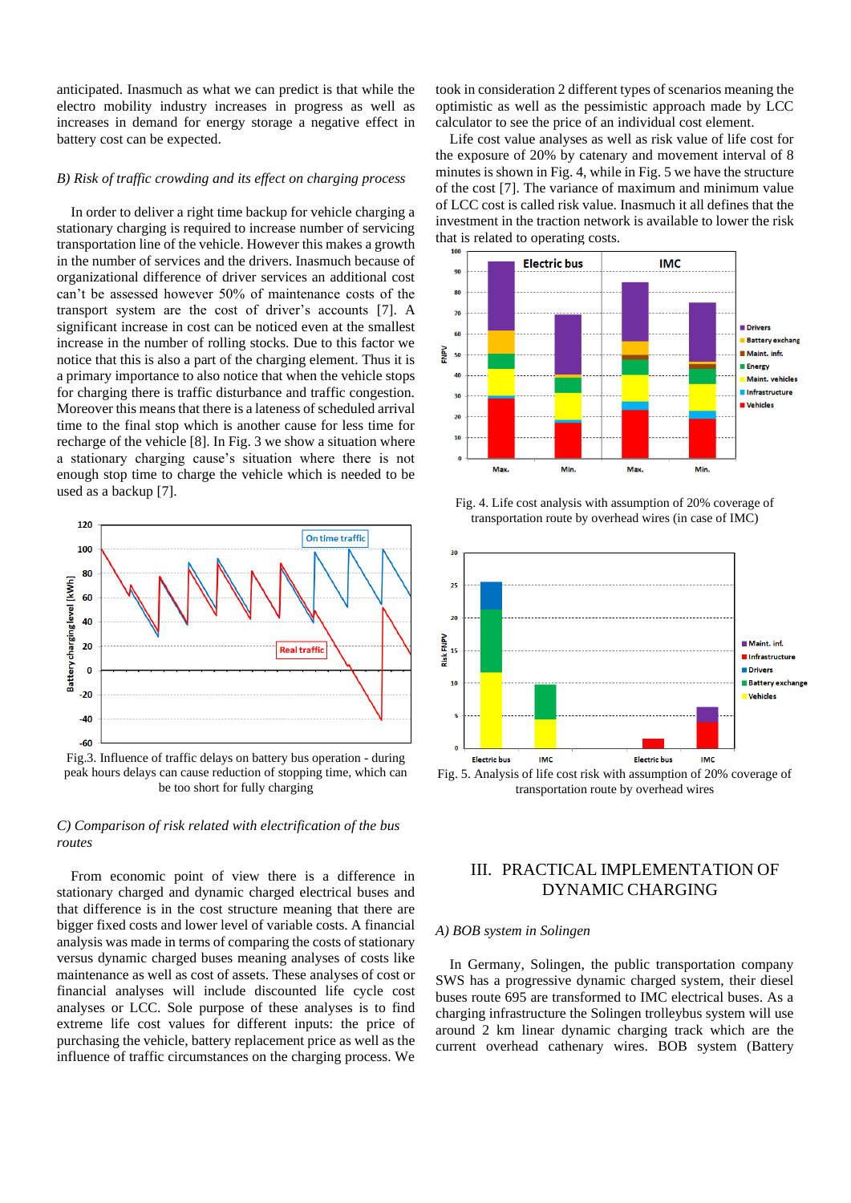anticipated. Inasmuch as what we can predict is that while the electro mobility industry increases in progress as well as increases in demand for energy storage a negative effect in battery cost can be expected.

### B) Risk of traffic crowding and its effect on charging process

In order to deliver a right time backup for vehicle charging a stationary charging is required to increase number of servicing transportation line of the vehicle. However this makes a growth in the number of services and the drivers. Inasmuch because of organizational difference of driver services an additional cost can't be assessed however 50% of maintenance costs of the transport system are the cost of driver's accounts [7]. A significant increase in cost can be noticed even at the smallest increase in rolling stocks. Due to this factor we notice that this is also a part of the charging element. Thus it is a primary importance to also notice that when the vehicle stops for charging there is traffic disturbance and traffic congestion. Moreover this means that there is a lateness of scheduled arrival time to the final stop which is another cause for less time for recharge of the vehicle [8]. In Fig. 3 we show a situation where a stationary charging cause's situation where there is not enough stop time to charge the vehicle which is needed to be used as a backup [7].

Fig.3. Influence of traffic delays on battery bus operation - during peak hours delays can cause reduction of stopping time, which can be too short for fully charging

### C) Comparison of risk related with electrification of the bus routes

From economic point of view there is a difference in stationary charged and dynamic charged electrical buses and that difference is in the cost structure meaning that there are bigger fixed costs and lower level of variable costs. A financial analysis was made in terms of comparing the costs of stationary versus dynamic charged buses meaning analyses of costs like maintenance as well as cost of assets. These analyses of cost or financial analyses will include discounted life cycle cost analyses or LCC. Sole purpose of these analyses is to find extreme life cost values for different inputs: the price of purchasing the vehicle, battery replacement price as well as the influence of traffic circumstances on the charging process. We took in consideration 2 different types of scenarios meaning the optimistic as well as the pessimistic approach made by LCC calculator to see the price of an individual cost element.

Life cost value analyses as well as risk value of life cost for the exposure of 20% by catenary and movement interval of 8 minutes is shown in Fig. 4, while in Fig. 5 we have the structure of the cost [7]. The variance of maximum and minimum value of LCC cost is called risk value. Inasmuch it all defines that the investment in the traction network is available to lower the risk that is related to operating costs.

Fig. 4. Life cost analysis with assumption of 20% coverage of transportation route by overhead wires (in case of IMC)

Fig. 5. Analysis of life cost risk with assumption of 20% coverage of transportation route by overhead wires

## III. PRACTICAL IMPLEMENTATION OF DYNAMIC CHARGING

### A) BOB system in Solingen

In Germany, Solingen, the public transportation company SWS has a progressive dynamic charged system, their diesel buses route 695 are transformed to IMC electrical buses. As a charging infrastructure the Solingen trolleybus system will use around 2 km linear dynamic charging track which are the current overhead cathenary wires. BOB system (Battery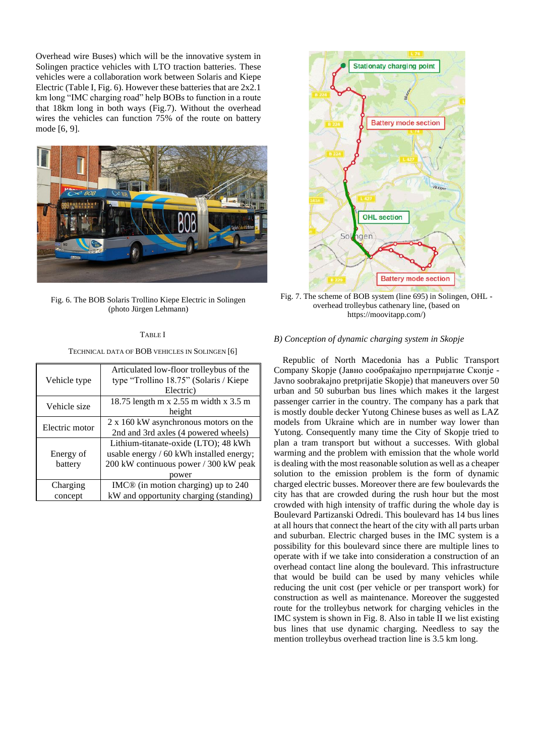Overhead wire Buses) which will be the innovative system in Solingen practice vehicles with LTO traction batteries. These vehicles were a collaboration work between Solaris and Kiepe Electric (Table I, Fig. 6). However these batteries that are 2x2.1 km long "IMC charging road" help BOBs to function in a route that 18km long in both ways (Fig.7). Without the overhead wires the vehicles can function 75% of the route on battery mode [6, 9].

Fig. 6. The BOB Solaris Trollino Kiepe Electric in Solingen (photo Jürgen Lehmann)

TABLE I

TECHNICAL DATA OF BOB VEHICLES IN SOLINGEN [6]

| | |
|---|---|
| Vehicle type | Articulated low-floor trolleybus of the type "Trollino 18.75" (Solaris / Kiepe Electric) |
| Vehicle size | 18.75 length m x 2.55 m width x 3.5 m height |
| Electric motor | 2 x 160 kW asynchronous motors on the 2nd and 3rd axles (4 powered wheels) |
| Energy of battery | Lithium-titanate-oxide (LTO); 48 kWh usable energy / 60 kWh installed energy; 200 kW continuous power / 300 kW peak power |
| Charging concept | IMC® (in motion charging) up to 240 kW and opportunity charging (standing) |

Fig. 7. The scheme of BOB system (line 695) in Solingen, OHL - overhead trolleybus cathenary line, (based on https://moovitapp.com/)

### *B) Conception of dynamic charging system in Skopje*

Republic of North Macedonia has a Public Transport Company Skopje (Јавно сообраќајно претпријатие Скопје - Javno soobrakajno pretprijatie Skopje) that maneuvers over 50 urban and 50 suburban bus lines which makes it the largest passenger carrier in the country. The company has a park that is mostly double decker Yutong Chinese buses as well as LAZ models from Ukraine which are in number way lower than Yutong. Consequently many time the City of Skopje tried to plan a tram transport but without a successes. With global warming and the problem with emission that the whole world is dealing with the most reasonable solution as well as a cheaper solution to the emission problem is the form of dynamic charged electric busses. Moreover there are few boulevards the city has that are crowded during the rush hour but the most crowded with high intensity of traffic during the whole day is Boulevard Partizanski Odredi. This boulevard has 14 bus lines at all hours that connect the heart of the city with all parts urban and suburban. Electric charged buses in the IMC system is a possibility for this boulevard since there are multiple lines to operate with if we take into consideration a construction of an overhead contact line along the boulevard. This infrastructure that would be build can be used by many vehicles while reducing the unit cost (per vehicle or per transport work) for construction as well as maintenance. Moreover the suggested route for the trolleybus network for charging vehicles in the IMC system is shown in Fig. 8. Also in table II we list existing bus lines that use dynamic charging. Needless to say the mention trolleybus overhead traction line is 3.5 km long.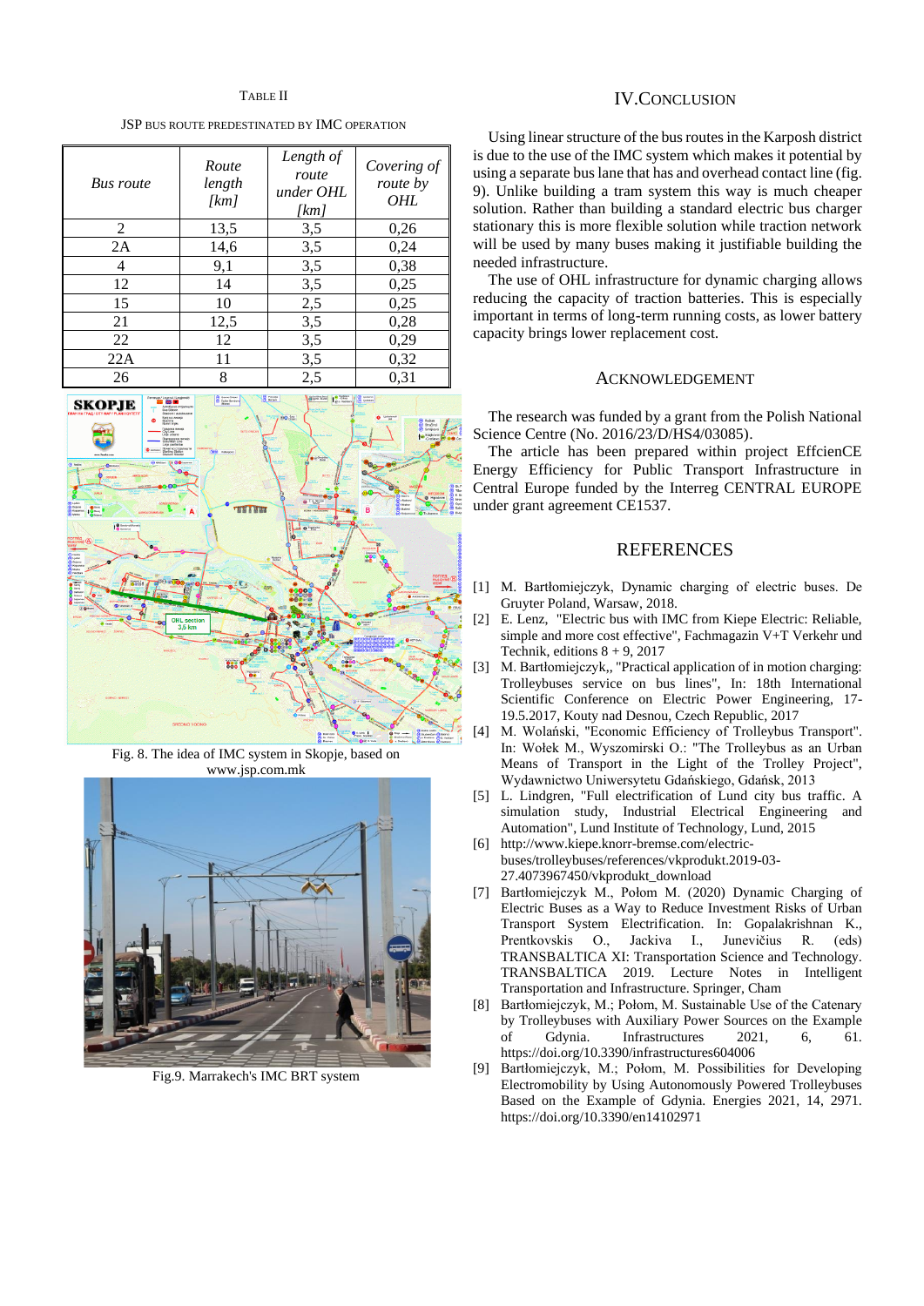TABLE II

JSP BUS ROUTE PREDESTINATED BY IMC OPERATION

| *Bus route* | *Route length [km]* | *Length of route under OHL [km]* | *Covering of route by OHL* |
|---|---|---|---|
| 2 | 13,5 | 3,5 | 0,26 |
| 2A | 14,6 | 3,5 | 0,24 |
| 4 | 9,1 | 3,5 | 0,38 |
| 12 | 14 | 3,5 | 0,25 |
| 15 | 10 | 2,5 | 0,25 |
| 21 | 12,5 | 3,5 | 0,28 |
| 22 | 12 | 3,5 | 0,29 |
| 22A | 11 | 3,5 | 0,32 |
| 26 | 8 | 2,5 | 0,31 |

Fig. 8. The idea of IMC system in Skopje, based on www.jsp.com.mk

Fig.9. Marrakech's IMC BRT system

## IV. CONCLUSION

Using linear structure of the bus routes in the Karposh district is due to the use of the IMC system which makes it potential by using a separate bus lane that has and overhead contact line (fig. 9). Unlike building a tram system this way is much cheaper solution. Rather than building a standard electric bus charger stationary this is more flexible solution while traction network will be used by many buses making it justifiable building the needed infrastructure.

The use of OHL infrastructure for dynamic charging allows reducing the capacity of traction batteries. This is especially important in terms of long-term running costs, as lower battery capacity brings lower replacement cost.

## ACKNOWLEDGEMENT

The research was funded by a grant from the Polish National Science Centre (No. 2016/23/D/HS4/03085).

The article has been prepared within project EffcienCE Energy Efficiency for Public Transport Infrastructure in Central Europe funded by the Interreg CENTRAL EUROPE under grant agreement CE1537.

## REFERENCES

[1] M. Bartłomiejczyk, Dynamic charging of electric buses. De Gruyter Poland, Warsaw, 2018.

[2] E. Lenz, "Electric bus with IMC from Kiepe Electric: Reliable, simple and more cost effective", Fachmagazin V+T Verkehr und Technik, editions 8 + 9, 2017

[3] M. Bartłomiejczyk,, "Practical application of in motion charging: Trolleybuses service on bus lines", In: 18th International Scientific Conference on Electric Power Engineering, 17-19.5.2017, Kouty nad Desnou, Czech Republic, 2017

[4] M. Wolański, "Economic Efficiency of Trolleybus Transport". In: Wołek M., Wyszomirski O.: "The Trolleybus as an Urban Means of Transport in the Light of the Trolley Project", Wydawnictwo Uniwersytetu Gdańskiego, Gdańsk, 2013

[5] L. Lindgren, "Full electrification of Lund city bus traffic. A simulation study, Industrial Electrical Engineering and Automation", Lund Institute of Technology, Lund, 2015

[6] http://www.kiepe.knorr-bremse.com/electric-buses/trolleybuses/references/vkprodukt.2019-03-27.4073967450/vkprodukt_download

[7] Bartłomiejczyk M., Połom M. (2020) Dynamic Charging of Electric Buses as a Way to Reduce Investment Risks of Urban Transport System Electrification. In: Gopalakrishnan K., Prentkovskis O., Jackiva I., Junevičius R. (eds) TRANSBALTICA XI: Transportation Science and Technology. TRANSBALTICA 2019. Lecture Notes in Intelligent Transportation and Infrastructure. Springer, Cham

[8] Bartłomiejczyk, M.; Połom, M. Sustainable Use of the Catenary by Trolleybuses with Auxiliary Power Sources on the Example of Gdynia. Infrastructures 2021, 6, 61. https://doi.org/10.3390/infrastructures6040061

[9] Bartłomiejczyk, M.; Połom, M. Possibilities for Developing Electromobility by Using Autonomously Powered Trolleybuses Based on the Example of Gdynia. Energies 2021, 14, 2971. https://doi.org/10.3390/en14102971